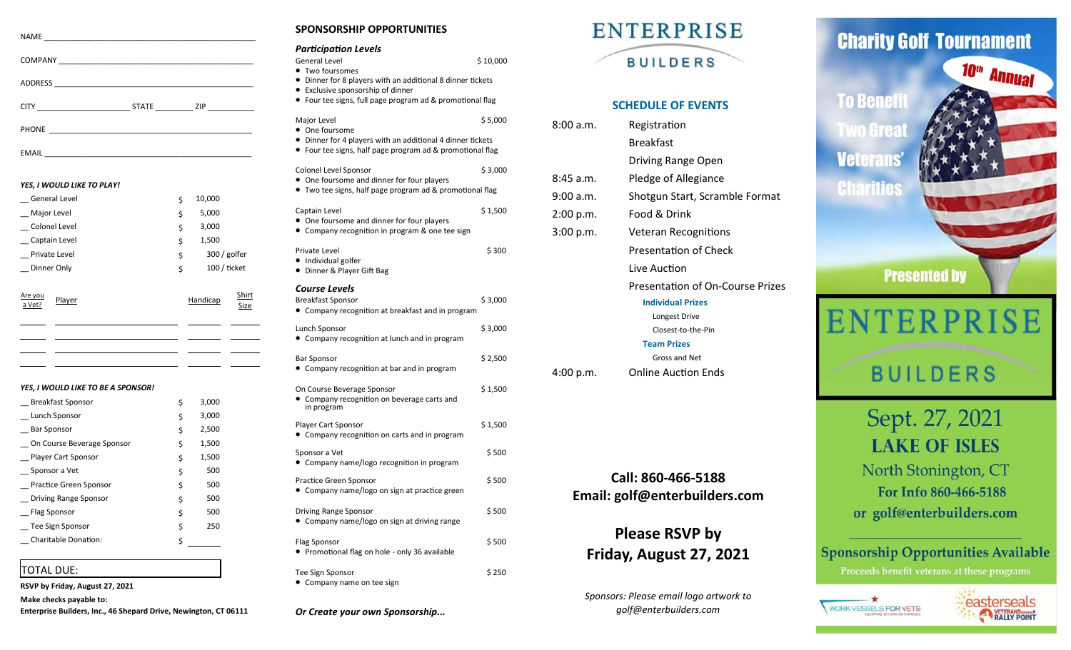NAME ______________________________________________

COMPANY ___________________________________________

ADDRESS ___________________________________________

CITY ____________________ STATE ________ ZIP __________

PHONE ____________________________________________

EMAIL _____________________________________________

***YES, I WOULD LIKE TO PLAY!***

| | | |
|---|---|---|
| __ General Level | $ | 10,000 |
| __ Major Level | $ | 5,000 |
| __ Colonel Level | $ | 3,000 |
| __ Captain Level | $ | 1,500 |
| __ Private Level | $ | 300 / golfer |
| __ Dinner Only | $ | 100 / ticket |

| Are you a Vet? | Player | Handicap | Shirt Size |
|---|---|---|---|
| | | | |
| | | | |
| | | | |
| | | | |

***YES, I WOULD LIKE TO BE A SPONSOR!***

| | | |
|---|---|---|
| __ Breakfast Sponsor | $ | 3,000 |
| __ Lunch Sponsor | $ | 3,000 |
| __ Bar Sponsor | $ | 2,500 |
| __ On Course Beverage Sponsor | $ | 1,500 |
| __ Player Cart Sponsor | $ | 1,500 |
| __ Sponsor a Vet | $ | 500 |
| __ Practice Green Sponsor | $ | 500 |
| __ Driving Range Sponsor | $ | 500 |
| __ Flag Sponsor | $ | 500 |
| __ Tee Sign Sponsor | $ | 250 |
| __ Charitable Donation: | $ | ______ |

TOTAL DUE:

**RSVP by Friday, August 27, 2021**

**Make checks payable to:**

**Enterprise Builders, Inc., 46 Shepard Drive, Newington, CT 06111**

## SPONSORSHIP OPPORTUNITIES

### *Participation Levels*

General Level — $ 10,000
- Two foursomes
- Dinner for 8 players with an additional 8 dinner tickets
- Exclusive sponsorship of dinner
- Four tee signs, full page program ad & promotional flag

Major Level — $ 5,000
- One foursome
- Dinner for 4 players with an additional 4 dinner tickets
- Four tee signs, half page program ad & promotional flag

Colonel Level Sponsor — $ 3,000
- One foursome and dinner for four players
- Two tee signs, half page program ad & promotional flag

Captain Level — $ 1,500
- One foursome and dinner for four players
- Company recognition in program & one tee sign

Private Level — $ 300
- Individual golfer
- Dinner & Player Gift Bag

### *Course Levels*

Breakfast Sponsor — $ 3,000
- Company recognition at breakfast and in program

Lunch Sponsor — $ 3,000
- Company recognition at lunch and in program

Bar Sponsor — $ 2,500
- Company recognition at bar and in program

On Course Beverage Sponsor — $ 1,500
- Company recognition on beverage carts and in program

Player Cart Sponsor — $ 1,500
- Company recognition on carts and in program

Sponsor a Vet — $ 500
- Company name/logo recognition in program

Practice Green Sponsor — $ 500
- Company name/logo on sign at practice green

Driving Range Sponsor — $ 500
- Company name/logo on sign at driving range

Flag Sponsor — $ 500
- Promotional flag on hole - only 36 available

Tee Sign Sponsor — $ 250
- Company name on tee sign

***Or Create your own Sponsorship...***

# ENTERPRISE BUILDERS

## SCHEDULE OF EVENTS

| | |
|---|---|
| 8:00 a.m. | Registration |
| | Breakfast |
| | Driving Range Open |
| 8:45 a.m. | Pledge of Allegiance |
| 9:00 a.m. | Shotgun Start, Scramble Format |
| 2:00 p.m. | Food & Drink |
| 3:00 p.m. | Veteran Recognitions |
| | Presentation of Check |
| | Live Auction |
| | Presentation of On-Course Prizes |
| | **Individual Prizes** |
| | Longest Drive |
| | Closest-to-the-Pin |
| | **Team Prizes** |
| | Gross and Net |
| 4:00 p.m. | Online Auction Ends |

**Call: 860-466-5188**
**Email: golf@enterbuilders.com**

**Please RSVP by Friday, August 27, 2021**

*Sponsors: Please email logo artwork to golf@enterbuilders.com*

# Charity Golf Tournament

## 10th Annual

To Benefit Two Great Veterans' Charities

Presented by

# ENTERPRISE BUILDERS

Sept. 27, 2021

**LAKE OF ISLES**

North Stonington, CT

**For Info 860-466-5188**

**or golf@enterbuilders.com**

**Sponsorship Opportunities Available**

**Proceeds benefit veterans at these programs**

WORK VESSELS FOR VETS — EQUIPPING VETERAN ENTERPRISES

easterseals VETERANS RALLY POINT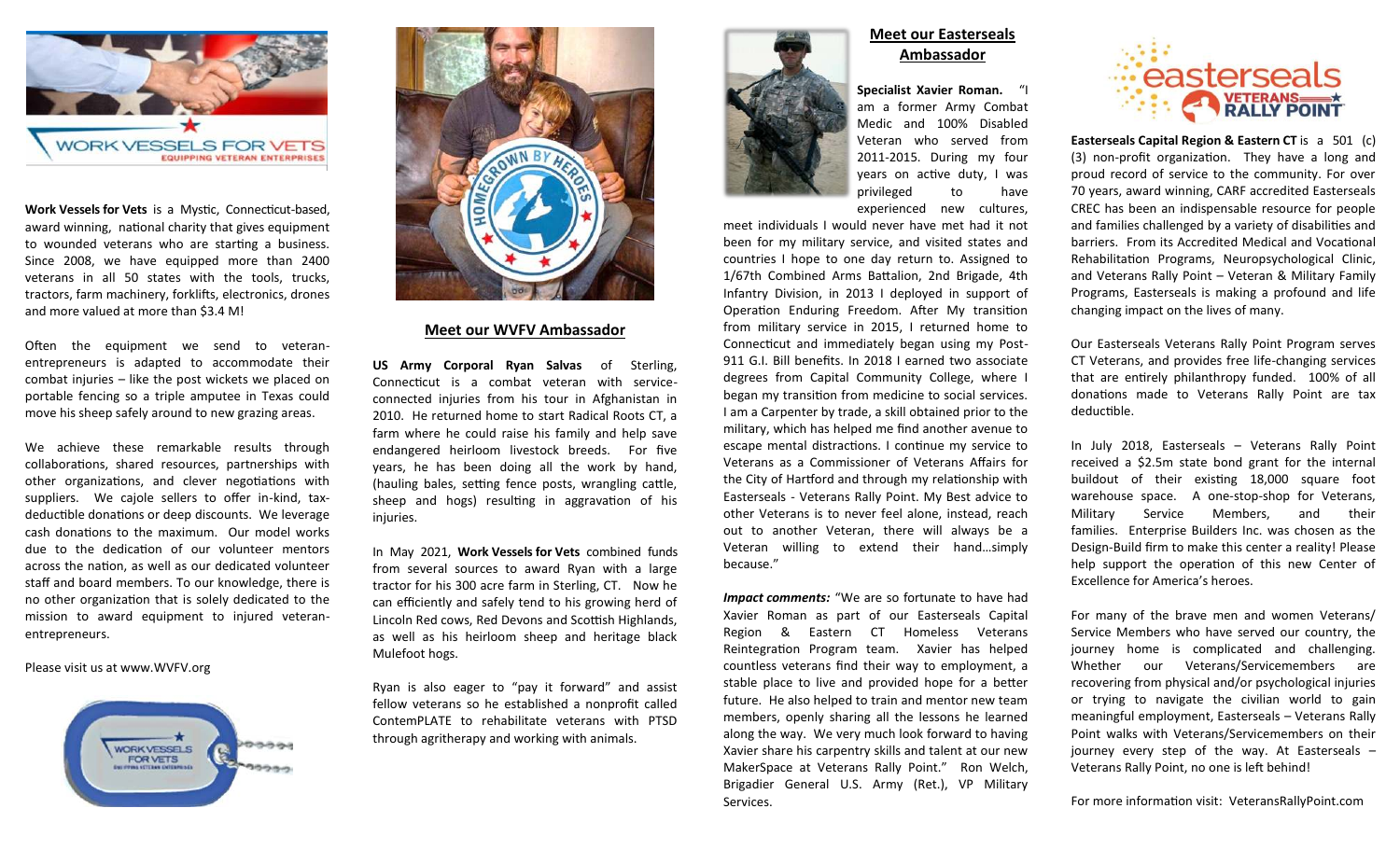**Work Vessels for Vets** is a Mystic, Connecticut-based, award winning, national charity that gives equipment to wounded veterans who are starting a business. Since 2008, we have equipped more than 2400 veterans in all 50 states with the tools, trucks, tractors, farm machinery, forklifts, electronics, drones and more valued at more than $3.4 M!

Often the equipment we send to veteran-entrepreneurs is adapted to accommodate their combat injuries – like the post wickets we placed on portable fencing so a triple amputee in Texas could move his sheep safely around to new grazing areas.

We achieve these remarkable results through collaborations, shared resources, partnerships with other organizations, and clever negotiations with suppliers. We cajole sellers to offer in-kind, tax-deductible donations or deep discounts. We leverage cash donations to the maximum. Our model works due to the dedication of our volunteer mentors across the nation, as well as our dedicated volunteer staff and board members. To our knowledge, there is no other organization that is solely dedicated to the mission to award equipment to injured veteran-entrepreneurs.

Please visit us at www.WVFV.org

## Meet our WVFV Ambassador

**US Army Corporal Ryan Salvas** of Sterling, Connecticut is a combat veteran with service-connected injuries from his tour in Afghanistan in 2010. He returned home to start Radical Roots CT, a farm where he could raise his family and help save endangered heirloom livestock breeds. For five years, he has been doing all the work by hand, (hauling bales, setting fence posts, wrangling cattle, sheep and hogs) resulting in aggravation of his injuries.

In May 2021, **Work Vessels for Vets** combined funds from several sources to award Ryan with a large tractor for his 300 acre farm in Sterling, CT. Now he can efficiently and safely tend to his growing herd of Lincoln Red cows, Red Devons and Scottish Highlands, as well as his heirloom sheep and heritage black Mulefoot hogs.

Ryan is also eager to "pay it forward" and assist fellow veterans so he established a nonprofit called ContemPLATE to rehabilitate veterans with PTSD through agritherapy and working with animals.

## Meet our Easterseals Ambassador

**Specialist Xavier Roman.** "I am a former Army Combat Medic and 100% Disabled Veteran who served from 2011-2015. During my four years on active duty, I was privileged to have experienced new cultures, meet individuals I would never have met had it not been for my military service, and visited states and countries I hope to one day return to. Assigned to 1/67th Combined Arms Battalion, 2nd Brigade, 4th Infantry Division, in 2013 I deployed in support of Operation Enduring Freedom. After My transition from military service in 2015, I returned home to Connecticut and immediately began using my Post-911 G.I. Bill benefits. In 2018 I earned two associate degrees from Capital Community College, where I began my transition from medicine to social services. I am a Carpenter by trade, a skill obtained prior to the military, which has helped me find another avenue to escape mental distractions. I continue my service to Veterans as a Commissioner of Veterans Affairs for the City of Hartford and through my relationship with Easterseals - Veterans Rally Point. My Best advice to other Veterans is to never feel alone, instead, reach out to another Veteran, there will always be a Veteran willing to extend their hand…simply because."

***Impact comments:*** "We are so fortunate to have had Xavier Roman as part of our Easterseals Capital Region & Eastern CT Homeless Veterans Reintegration Program team. Xavier has helped countless veterans find their way to employment, a stable place to live and provided hope for a better future. He also helped to train and mentor new team members, openly sharing all the lessons he learned along the way. We very much look forward to having Xavier share his carpentry skills and talent at our new MakerSpace at Veterans Rally Point." Ron Welch, Brigadier General U.S. Army (Ret.), VP Military Services.

**Easterseals Capital Region & Eastern CT** is a 501 (c)(3) non-profit organization. They have a long and proud record of service to the community. For over 70 years, award winning, CARF accredited Easterseals CREC has been an indispensable resource for people and families challenged by a variety of disabilities and barriers. From its Accredited Medical and Vocational Rehabilitation Programs, Neuropsychological Clinic, and Veterans Rally Point – Veteran & Military Family Programs, Easterseals is making a profound and life changing impact on the lives of many.

Our Easterseals Veterans Rally Point Program serves CT Veterans, and provides free life-changing services that are entirely philanthropy funded. 100% of all donations made to Veterans Rally Point are tax deductible.

In July 2018, Easterseals – Veterans Rally Point received a $2.5m state bond grant for the internal buildout of their existing 18,000 square foot warehouse space. A one-stop-shop for Veterans, Military Service Members, and their families. Enterprise Builders Inc. was chosen as the Design-Build firm to make this center a reality! Please help support the operation of this new Center of Excellence for America's heroes.

For many of the brave men and women Veterans/ Service Members who have served our country, the journey home is complicated and challenging. Whether our Veterans/Servicemembers are recovering from physical and/or psychological injuries or trying to navigate the civilian world to gain meaningful employment, Easterseals – Veterans Rally Point walks with Veterans/Servicemembers on their journey every step of the way. At Easterseals – Veterans Rally Point, no one is left behind!

For more information visit: VeteransRallyPoint.com